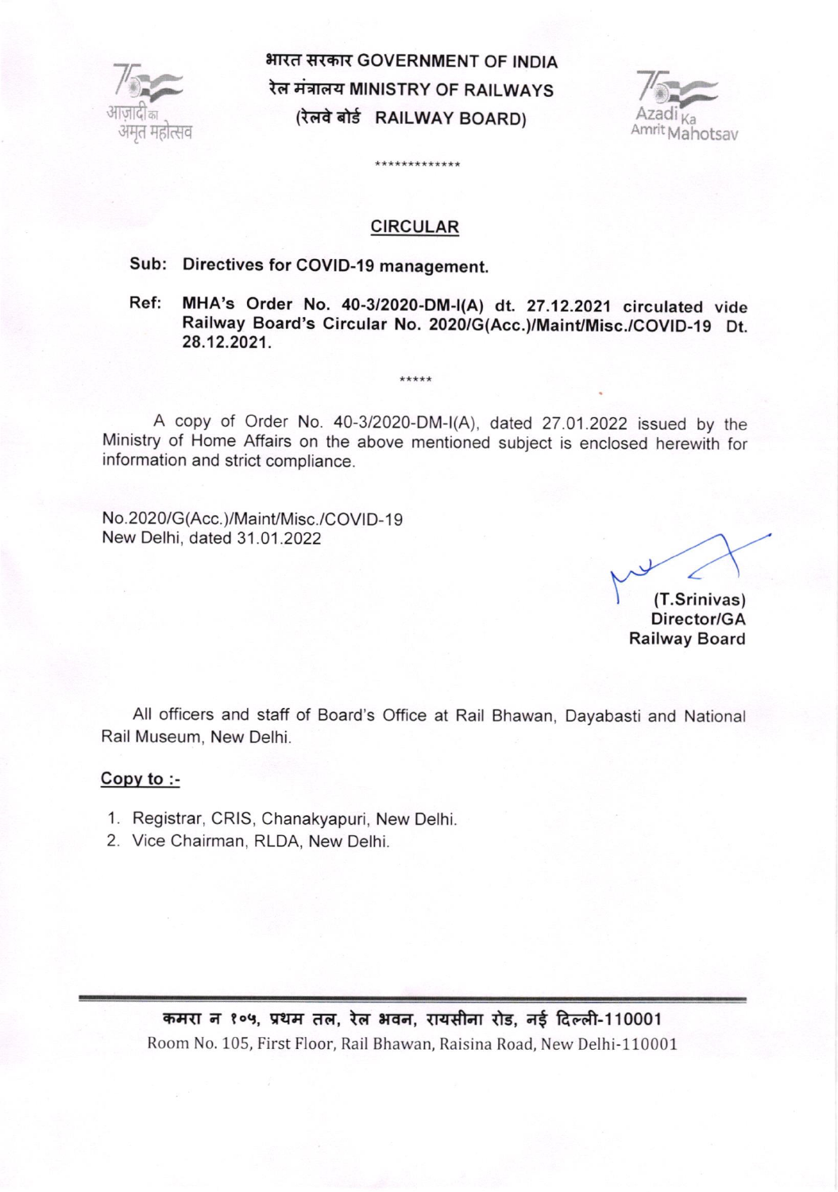**भारत सरकार GOVERNMENT OF INDIA**
**रेल मंत्रालय MINISTRY OF RAILWAYS**
**(रेलवे बोर्ड RAILWAY BOARD)**

\*\*\*\*\*\*\*\*\*\*\*\*\*

## CIRCULAR

**Sub: Directives for COVID-19 management.**

**Ref: MHA's Order No. 40-3/2020-DM-I(A) dt. 27.12.2021 circulated vide Railway Board's Circular No. 2020/G(Acc.)/Maint/Misc./COVID-19 Dt. 28.12.2021.**

\*\*\*\*\*

A copy of Order No. 40-3/2020-DM-I(A), dated 27.01.2022 issued by the Ministry of Home Affairs on the above mentioned subject is enclosed herewith for information and strict compliance.

No.2020/G(Acc.)/Maint/Misc./COVID-19
New Delhi, dated 31.01.2022

**(T.Srinivas)**
**Director/GA**
**Railway Board**

All officers and staff of Board's Office at Rail Bhawan, Dayabasti and National Rail Museum, New Delhi.

**Copy to :-**

1. Registrar, CRIS, Chanakyapuri, New Delhi.
2. Vice Chairman, RLDA, New Delhi.

कमरा न १०५, प्रथम तल, रेल भवन, रायसीना रोड, नई दिल्ली-110001
Room No. 105, First Floor, Rail Bhawan, Raisina Road, New Delhi-110001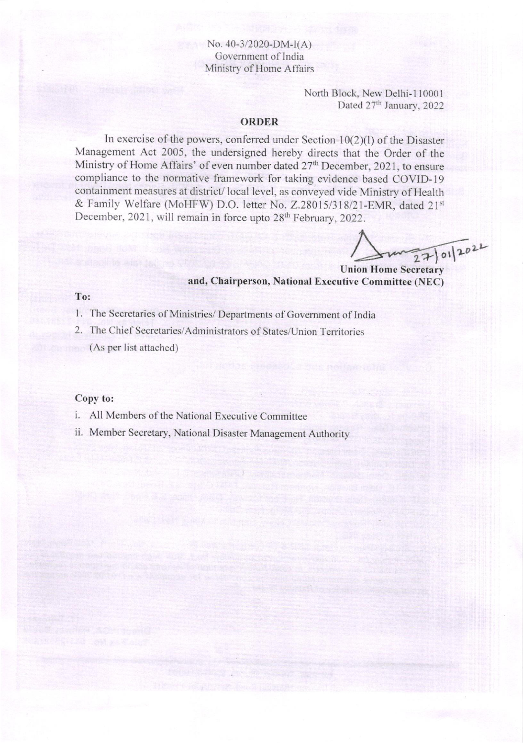No. 40-3/2020-DM-I(A)
Government of India
Ministry of Home Affairs

North Block, New Delhi-110001
Dated 27th January, 2022

## ORDER

In exercise of the powers, conferred under Section 10(2)(l) of the Disaster Management Act 2005, the undersigned hereby directs that the Order of the Ministry of Home Affairs' of even number dated 27th December, 2021, to ensure compliance to the normative framework for taking evidence based COVID-19 containment measures at district/ local level, as conveyed vide Ministry of Health & Family Welfare (MoHFW) D.O. letter No. Z.28015/318/21-EMR, dated 21st December, 2021, will remain in force upto 28th February, 2022.

27/01/2022

**Union Home Secretary**
**and, Chairperson, National Executive Committee (NEC)**

**To:**

1. The Secretaries of Ministries/ Departments of Government of India
2. The Chief Secretaries/Administrators of States/Union Territories

(As per list attached)

**Copy to:**

i. All Members of the National Executive Committee
ii. Member Secretary, National Disaster Management Authority